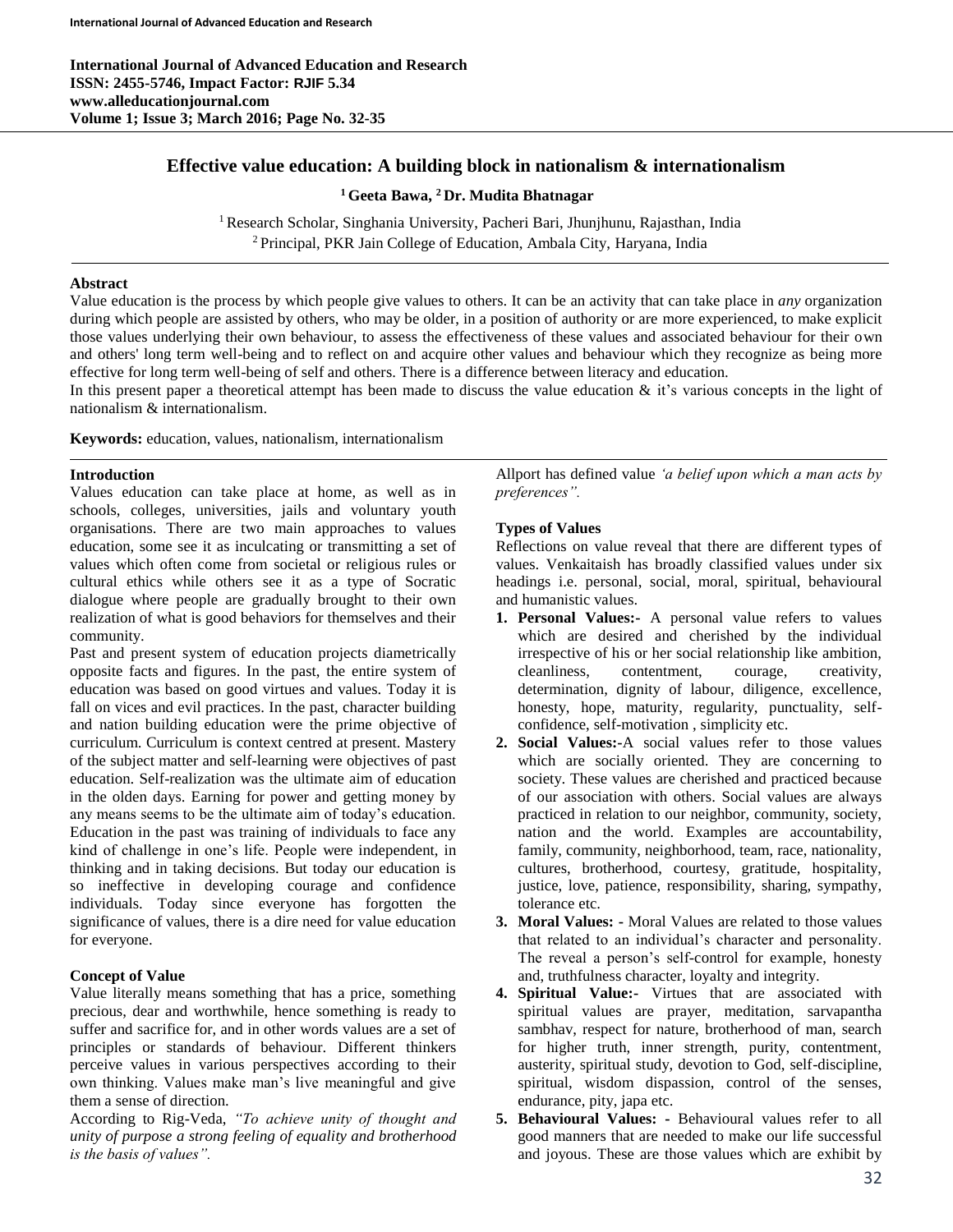International Journal of Advanced Education and Research
ISSN: 2455-5746, Impact Factor: RJIF 5.34
www.alleducationjournal.com
Volume 1; Issue 3; March 2016; Page No. 32-35

# Effective value education: A building block in nationalism & internationalism

**[1] Geeta Bawa, [2] Dr. Mudita Bhatnagar**

[1] Research Scholar, Singhania University, Pacheri Bari, Jhunjhunu, Rajasthan, India
[2] Principal, PKR Jain College of Education, Ambala City, Haryana, India

## Abstract

Value education is the process by which people give values to others. It can be an activity that can take place in *any* organization during which people are assisted by others, who may be older, in a position of authority or are more experienced, to make explicit those values underlying their own behaviour, to assess the effectiveness of these values and associated behaviour for their own and others' long term well-being and to reflect on and acquire other values and behaviour which they recognize as being more effective for long term well-being of self and others. There is a difference between literacy and education.

In this present paper a theoretical attempt has been made to discuss the value education & it's various concepts in the light of nationalism & internationalism.

**Keywords:** education, values, nationalism, internationalism

## Introduction

Values education can take place at home, as well as in schools, colleges, universities, jails and voluntary youth organisations. There are two main approaches to values education, some see it as inculcating or transmitting a set of values which often come from societal or religious rules or cultural ethics while others see it as a type of Socratic dialogue where people are gradually brought to their own realization of what is good behaviors for themselves and their community.

Past and present system of education projects diametrically opposite facts and figures. In the past, the entire system of education was based on good virtues and values. Today it is fall on vices and evil practices. In the past, character building and nation building education were the prime objective of curriculum. Curriculum is context centred at present. Mastery of the subject matter and self-learning were objectives of past education. Self-realization was the ultimate aim of education in the olden days. Earning for power and getting money by any means seems to be the ultimate aim of today's education. Education in the past was training of individuals to face any kind of challenge in one's life. People were independent, in thinking and in taking decisions. But today our education is so ineffective in developing courage and confidence individuals. Today since everyone has forgotten the significance of values, there is a dire need for value education for everyone.

## Concept of Value

Value literally means something that has a price, something precious, dear and worthwhile, hence something is ready to suffer and sacrifice for, and in other words values are a set of principles or standards of behaviour. Different thinkers perceive values in various perspectives according to their own thinking. Values make man's live meaningful and give them a sense of direction.

According to Rig-Veda, *"To achieve unity of thought and unity of purpose a strong feeling of equality and brotherhood is the basis of values".*

Allport has defined value *'a belief upon which a man acts by preferences".*

## Types of Values

Reflections on value reveal that there are different types of values. Venkaitaish has broadly classified values under six headings i.e. personal, social, moral, spiritual, behavioural and humanistic values.

1. **Personal Values:-** A personal value refers to values which are desired and cherished by the individual irrespective of his or her social relationship like ambition, cleanliness, contentment, courage, creativity, determination, dignity of labour, diligence, excellence, honesty, hope, maturity, regularity, punctuality, self-confidence, self-motivation , simplicity etc.
2. **Social Values:-**A social values refer to those values which are socially oriented. They are concerning to society. These values are cherished and practiced because of our association with others. Social values are always practiced in relation to our neighbor, community, society, nation and the world. Examples are accountability, family, community, neighborhood, team, race, nationality, cultures, brotherhood, courtesy, gratitude, hospitality, justice, love, patience, responsibility, sharing, sympathy, tolerance etc.
3. **Moral Values: -** Moral Values are related to those values that related to an individual's character and personality. The reveal a person's self-control for example, honesty and, truthfulness character, loyalty and integrity.
4. **Spiritual Value:-** Virtues that are associated with spiritual values are prayer, meditation, sarvapantha sambhav, respect for nature, brotherhood of man, search for higher truth, inner strength, purity, contentment, austerity, spiritual study, devotion to God, self-discipline, spiritual, wisdom dispassion, control of the senses, endurance, pity, japa etc.
5. **Behavioural Values: -** Behavioural values refer to all good manners that are needed to make our life successful and joyous. These are those values which are exhibit by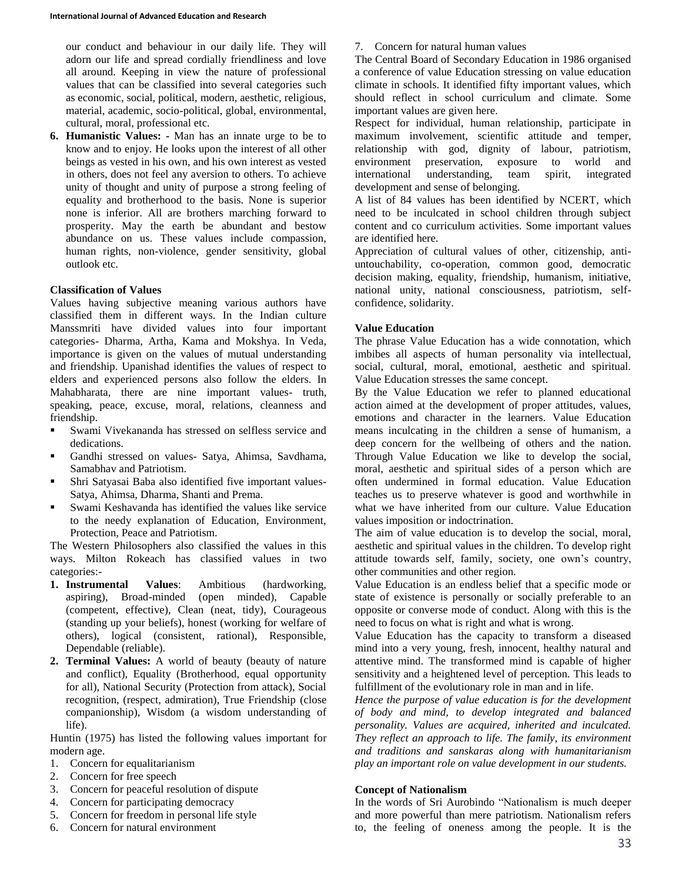our conduct and behaviour in our daily life. They will adorn our life and spread cordially friendliness and love all around. Keeping in view the nature of professional values that can be classified into several categories such as economic, social, political, modern, aesthetic, religious, material, academic, socio-political, global, environmental, cultural, moral, professional etc.

6. **Humanistic Values: -** Man has an innate urge to be to know and to enjoy. He looks upon the interest of all other beings as vested in his own, and his own interest as vested in others, does not feel any aversion to others. To achieve unity of thought and unity of purpose a strong feeling of equality and brotherhood to the basis. None is superior none is inferior. All are brothers marching forward to prosperity. May the earth be abundant and bestow abundance on us. These values include compassion, human rights, non-violence, gender sensitivity, global outlook etc.

**Classification of Values**

Values having subjective meaning various authors have classified them in different ways. In the Indian culture Manssmriti have divided values into four important categories- Dharma, Artha, Kama and Mokshya. In Veda, importance is given on the values of mutual understanding and friendship. Upanishad identifies the values of respect to elders and experienced persons also follow the elders. In Mahabharata, there are nine important values- truth, speaking, peace, excuse, moral, relations, cleanness and friendship.

- Swami Vivekananda has stressed on selfless service and dedications.
- Gandhi stressed on values- Satya, Ahimsa, Savdhama, Samabhav and Patriotism.
- Shri Satyasai Baba also identified five important values- Satya, Ahimsa, Dharma, Shanti and Prema.
- Swami Keshavanda has identified the values like service to the needy explanation of Education, Environment, Protection, Peace and Patriotism.

The Western Philosophers also classified the values in this ways. Milton Rokeach has classified values in two categories:-

1. **Instrumental Values**: Ambitious (hardworking, aspiring), Broad-minded (open minded), Capable (competent, effective), Clean (neat, tidy), Courageous (standing up your beliefs), honest (working for welfare of others), logical (consistent, rational), Responsible, Dependable (reliable).
2. **Terminal Values:** A world of beauty (beauty of nature and conflict), Equality (Brotherhood, equal opportunity for all), National Security (Protection from attack), Social recognition, (respect, admiration), True Friendship (close companionship), Wisdom (a wisdom understanding of life).

Huntin (1975) has listed the following values important for modern age.

1. Concern for equalitarianism
2. Concern for free speech
3. Concern for peaceful resolution of dispute
4. Concern for participating democracy
5. Concern for freedom in personal life style
6. Concern for natural environment
7. Concern for natural human values

The Central Board of Secondary Education in 1986 organised a conference of value Education stressing on value education climate in schools. It identified fifty important values, which should reflect in school curriculum and climate. Some important values are given here.

Respect for individual, human relationship, participate in maximum involvement, scientific attitude and temper, relationship with god, dignity of labour, patriotism, environment preservation, exposure to world and international understanding, team spirit, integrated development and sense of belonging.

A list of 84 values has been identified by NCERT, which need to be inculcated in school children through subject content and co curriculum activities. Some important values are identified here.

Appreciation of cultural values of other, citizenship, anti-untouchability, co-operation, common good, democratic decision making, equality, friendship, humanism, initiative, national unity, national consciousness, patriotism, self-confidence, solidarity.

**Value Education**

The phrase Value Education has a wide connotation, which imbibes all aspects of human personality via intellectual, social, cultural, moral, emotional, aesthetic and spiritual. Value Education stresses the same concept.

By the Value Education we refer to planned educational action aimed at the development of proper attitudes, values, emotions and character in the learners. Value Education means inculcating in the children a sense of humanism, a deep concern for the wellbeing of others and the nation. Through Value Education we like to develop the social, moral, aesthetic and spiritual sides of a person which are often undermined in formal education. Value Education teaches us to preserve whatever is good and worthwhile in what we have inherited from our culture. Value Education values imposition or indoctrination.

The aim of value education is to develop the social, moral, aesthetic and spiritual values in the children. To develop right attitude towards self, family, society, one own's country, other communities and other region.

Value Education is an endless belief that a specific mode or state of existence is personally or socially preferable to an opposite or converse mode of conduct. Along with this is the need to focus on what is right and what is wrong.

Value Education has the capacity to transform a diseased mind into a very young, fresh, innocent, healthy natural and attentive mind. The transformed mind is capable of higher sensitivity and a heightened level of perception. This leads to fulfillment of the evolutionary role in man and in life.

*Hence the purpose of value education is for the development of body and mind, to develop integrated and balanced personality. Values are acquired, inherited and inculcated. They reflect an approach to life. The family, its environment and traditions and sanskaras along with humanitarianism play an important role on value development in our students.*

**Concept of Nationalism**

In the words of Sri Aurobindo "Nationalism is much deeper and more powerful than mere patriotism. Nationalism refers to, the feeling of oneness among the people. It is the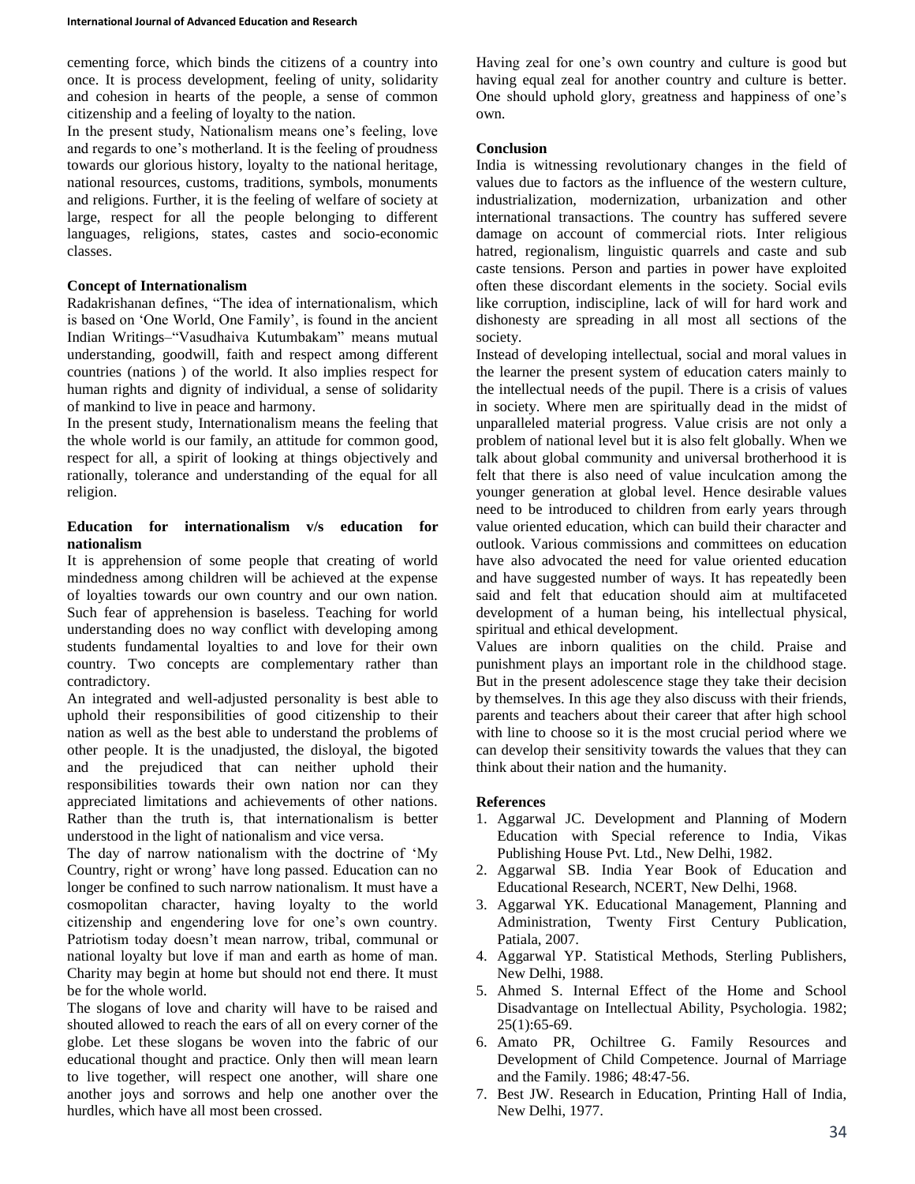cementing force, which binds the citizens of a country into once. It is process development, feeling of unity, solidarity and cohesion in hearts of the people, a sense of common citizenship and a feeling of loyalty to the nation.

In the present study, Nationalism means one's feeling, love and regards to one's motherland. It is the feeling of proudness towards our glorious history, loyalty to the national heritage, national resources, customs, traditions, symbols, monuments and religions. Further, it is the feeling of welfare of society at large, respect for all the people belonging to different languages, religions, states, castes and socio-economic classes.

**Concept of Internationalism**

Radakrishanan defines, "The idea of internationalism, which is based on 'One World, One Family', is found in the ancient Indian Writings–"Vasudhaiva Kutumbakam" means mutual understanding, goodwill, faith and respect among different countries (nations ) of the world. It also implies respect for human rights and dignity of individual, a sense of solidarity of mankind to live in peace and harmony.

In the present study, Internationalism means the feeling that the whole world is our family, an attitude for common good, respect for all, a spirit of looking at things objectively and rationally, tolerance and understanding of the equal for all religion.

**Education for internationalism v/s education for nationalism**

It is apprehension of some people that creating of world mindedness among children will be achieved at the expense of loyalties towards our own country and our own nation. Such fear of apprehension is baseless. Teaching for world understanding does no way conflict with developing among students fundamental loyalties to and love for their own country. Two concepts are complementary rather than contradictory.

An integrated and well-adjusted personality is best able to uphold their responsibilities of good citizenship to their nation as well as the best able to understand the problems of other people. It is the unadjusted, the disloyal, the bigoted and the prejudiced that can neither uphold their responsibilities towards their own nation nor can they appreciated limitations and achievements of other nations. Rather than the truth is, that internationalism is better understood in the light of nationalism and vice versa.

The day of narrow nationalism with the doctrine of 'My Country, right or wrong' have long passed. Education can no longer be confined to such narrow nationalism. It must have a cosmopolitan character, having loyalty to the world citizenship and engendering love for one's own country. Patriotism today doesn't mean narrow, tribal, communal or national loyalty but love if man and earth as home of man. Charity may begin at home but should not end there. It must be for the whole world.

The slogans of love and charity will have to be raised and shouted allowed to reach the ears of all on every corner of the globe. Let these slogans be woven into the fabric of our educational thought and practice. Only then will mean learn to live together, will respect one another, will share one another joys and sorrows and help one another over the hurdles, which have all most been crossed.

Having zeal for one's own country and culture is good but having equal zeal for another country and culture is better. One should uphold glory, greatness and happiness of one's own.

**Conclusion**

India is witnessing revolutionary changes in the field of values due to factors as the influence of the western culture, industrialization, modernization, urbanization and other international transactions. The country has suffered severe damage on account of commercial riots. Inter religious hatred, regionalism, linguistic quarrels and caste and sub caste tensions. Person and parties in power have exploited often these discordant elements in the society. Social evils like corruption, indiscipline, lack of will for hard work and dishonesty are spreading in all most all sections of the society.

Instead of developing intellectual, social and moral values in the learner the present system of education caters mainly to the intellectual needs of the pupil. There is a crisis of values in society. Where men are spiritually dead in the midst of unparalleled material progress. Value crisis are not only a problem of national level but it is also felt globally. When we talk about global community and universal brotherhood it is felt that there is also need of value inculcation among the younger generation at global level. Hence desirable values need to be introduced to children from early years through value oriented education, which can build their character and outlook. Various commissions and committees on education have also advocated the need for value oriented education and have suggested number of ways. It has repeatedly been said and felt that education should aim at multifaceted development of a human being, his intellectual physical, spiritual and ethical development.

Values are inborn qualities on the child. Praise and punishment plays an important role in the childhood stage. But in the present adolescence stage they take their decision by themselves. In this age they also discuss with their friends, parents and teachers about their career that after high school with line to choose so it is the most crucial period where we can develop their sensitivity towards the values that they can think about their nation and the humanity.

**References**

1. Aggarwal JC. Development and Planning of Modern Education with Special reference to India, Vikas Publishing House Pvt. Ltd., New Delhi, 1982.
2. Aggarwal SB. India Year Book of Education and Educational Research, NCERT, New Delhi, 1968.
3. Aggarwal YK. Educational Management, Planning and Administration, Twenty First Century Publication, Patiala, 2007.
4. Aggarwal YP. Statistical Methods, Sterling Publishers, New Delhi, 1988.
5. Ahmed S. Internal Effect of the Home and School Disadvantage on Intellectual Ability, Psychologia. 1982; 25(1):65-69.
6. Amato PR, Ochiltree G. Family Resources and Development of Child Competence. Journal of Marriage and the Family. 1986; 48:47-56.
7. Best JW. Research in Education, Printing Hall of India, New Delhi, 1977.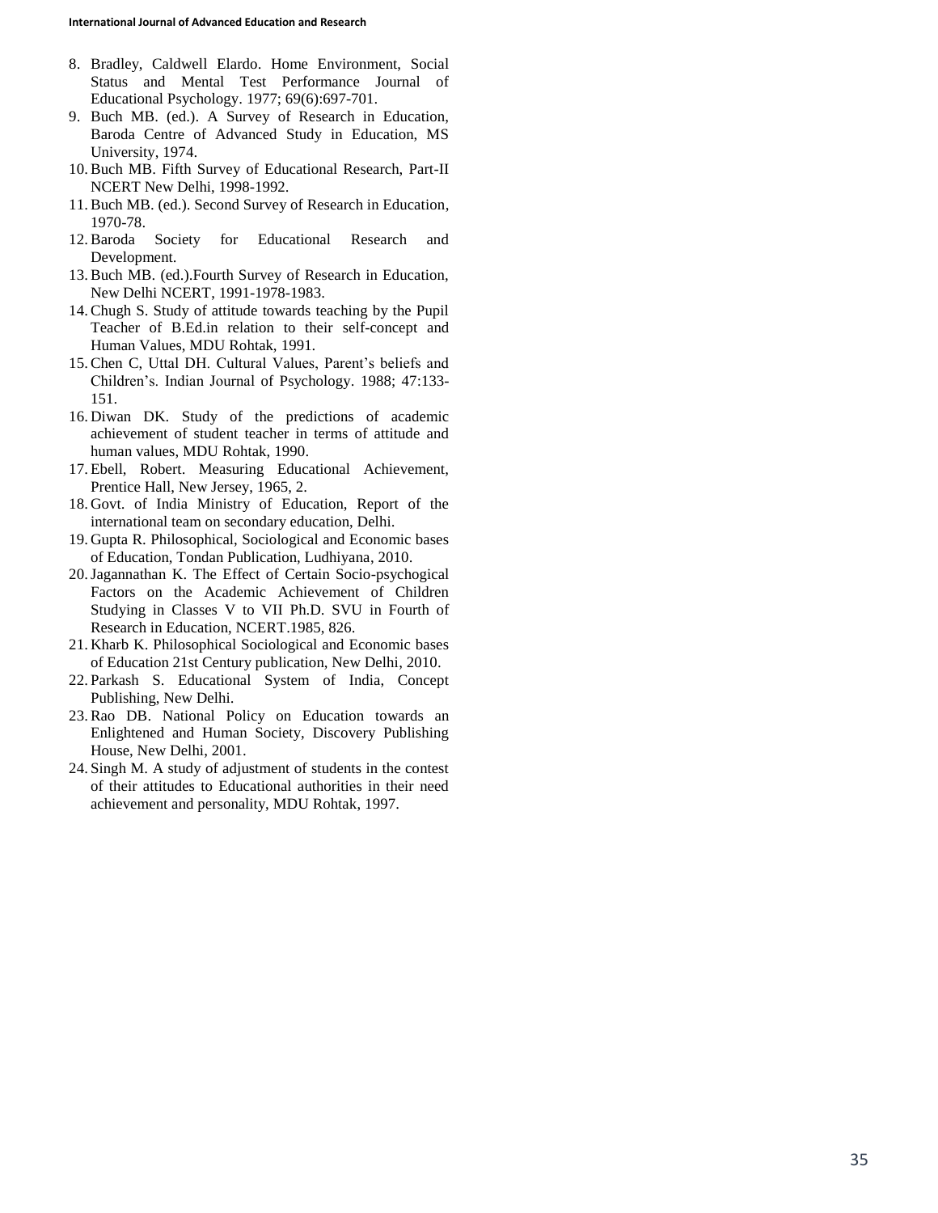8. Bradley, Caldwell Elardo. Home Environment, Social Status and Mental Test Performance Journal of Educational Psychology. 1977; 69(6):697-701.
9. Buch MB. (ed.). A Survey of Research in Education, Baroda Centre of Advanced Study in Education, MS University, 1974.
10. Buch MB. Fifth Survey of Educational Research, Part-II NCERT New Delhi, 1998-1992.
11. Buch MB. (ed.). Second Survey of Research in Education, 1970-78.
12. Baroda Society for Educational Research and Development.
13. Buch MB. (ed.).Fourth Survey of Research in Education, New Delhi NCERT, 1991-1978-1983.
14. Chugh S. Study of attitude towards teaching by the Pupil Teacher of B.Ed.in relation to their self-concept and Human Values, MDU Rohtak, 1991.
15. Chen C, Uttal DH. Cultural Values, Parent's beliefs and Children's. Indian Journal of Psychology. 1988; 47:133-151.
16. Diwan DK. Study of the predictions of academic achievement of student teacher in terms of attitude and human values, MDU Rohtak, 1990.
17. Ebell, Robert. Measuring Educational Achievement, Prentice Hall, New Jersey, 1965, 2.
18. Govt. of India Ministry of Education, Report of the international team on secondary education, Delhi.
19. Gupta R. Philosophical, Sociological and Economic bases of Education, Tondan Publication, Ludhiyana, 2010.
20. Jagannathan K. The Effect of Certain Socio-psychogical Factors on the Academic Achievement of Children Studying in Classes V to VII Ph.D. SVU in Fourth of Research in Education, NCERT.1985, 826.
21. Kharb K. Philosophical Sociological and Economic bases of Education 21st Century publication, New Delhi, 2010.
22. Parkash S. Educational System of India, Concept Publishing, New Delhi.
23. Rao DB. National Policy on Education towards an Enlightened and Human Society, Discovery Publishing House, New Delhi, 2001.
24. Singh M. A study of adjustment of students in the contest of their attitudes to Educational authorities in their need achievement and personality, MDU Rohtak, 1997.